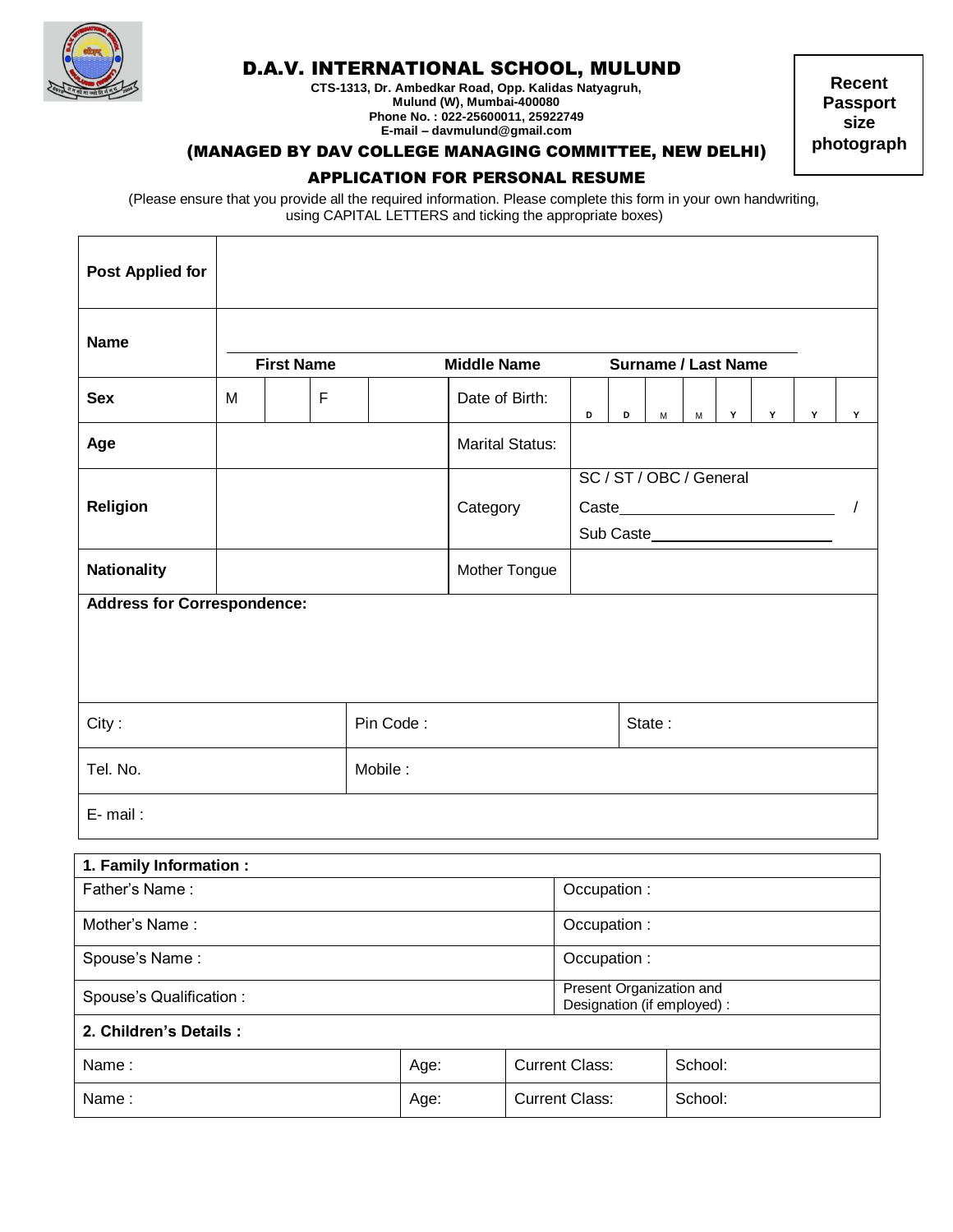# D.A.V. INTERNATIONAL SCHOOL, MULUND

**CTS-1313, Dr. Ambedkar Road, Opp. Kalidas Natyagruh,**
**Mulund (W), Mumbai-400080**
**Phone No. : 022-25600011, 25922749**
**E-mail – davmulund@gmail.com**

**Recent Passport size photograph**

## (MANAGED BY DAV COLLEGE MANAGING COMMITTEE, NEW DELHI)

## APPLICATION FOR PERSONAL RESUME

(Please ensure that you provide all the required information. Please complete this form in your own handwriting, using CAPITAL LETTERS and ticking the appropriate boxes)

| **Post Applied for** | | | | | | | | | | | | | |
|---|---|---|---|---|---|---|---|---|---|---|---|---|---|
| **Name** | **First Name** | | | **Middle Name** | | | | **Surname / Last Name** | | | | | |
| **Sex** | M | | F | | Date of Birth: | D | D | M | M | Y | Y | Y | Y |
| **Age** | | | | | Marital Status: | | | | | | | | |
| **Religion** | | | | | Category | SC / ST / OBC / General<br>Caste\_\_\_\_\_\_\_\_\_\_ /<br>Sub Caste\_\_\_\_\_\_\_\_\_\_ | | | | | | | |
| **Nationality** | | | | | Mother Tongue | | | | | | | | |

| **Address for Correspondence:** | | |
|---|---|---|
| City : | Pin Code : | State : |
| Tel. No. | Mobile : | |
| E- mail : | | |

| **1. Family Information :** | |
|---|---|
| Father's Name : | Occupation : |
| Mother's Name : | Occupation : |
| Spouse's Name : | Occupation : |
| Spouse's Qualification : | Present Organization and Designation (if employed) : |

| **2. Children's Details :** | | | |
|---|---|---|---|
| Name : | Age: | Current Class: | School: |
| Name : | Age: | Current Class: | School: |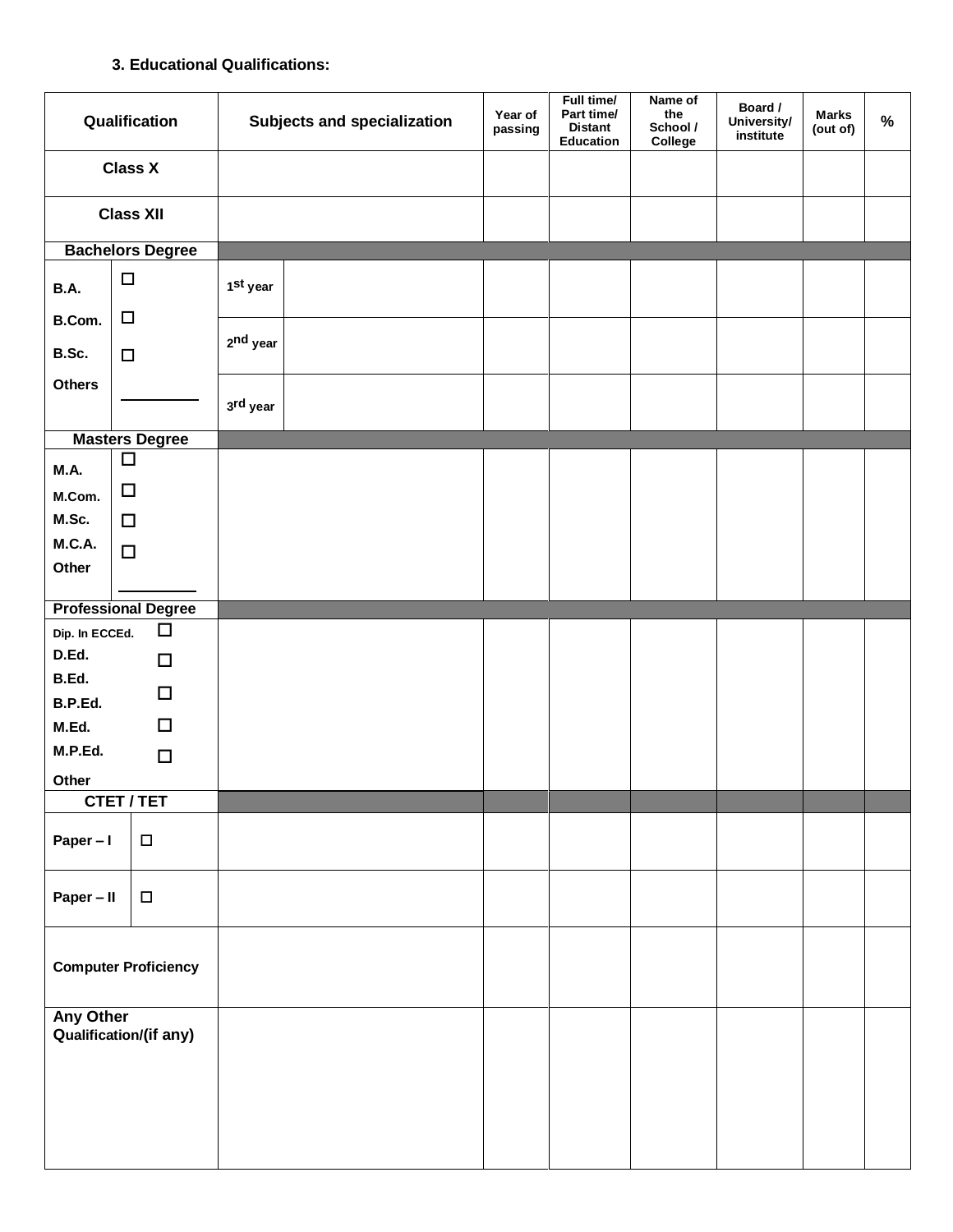### 3. Educational Qualifications:

| Qualification | | Subjects and specialization | | Year of passing | Full time/ Part time/ Distant Education | Name of the School / College | Board / University/ institute | Marks (out of) | % |
|---|---|---|---|---|---|---|---|---|---|
| Class X | | | | | | | | | |
| Class XII | | | | | | | | | |
| **Bachelors Degree** | | | | | | | | | |
| B.A. ☐<br>B.Com. ☐<br>B.Sc. ☐<br>Others ________ | | 1st year | | | | | | | |
| | | 2nd year | | | | | | | |
| | | 3rd year | | | | | | | |
| **Masters Degree** | | | | | | | | | |
| M.A. ☐<br>M.Com. ☐<br>M.Sc. ☐<br>M.C.A. ☐<br>Other ________ | | | | | | | | | |
| **Professional Degree** | | | | | | | | | |
| Dip. In ECCEd. ☐<br>D.Ed. ☐<br>B.Ed. ☐<br>B.P.Ed. ☐<br>M.Ed. ☐<br>M.P.Ed. ☐<br>Other | | | | | | | | | |
| **CTET / TET** | | | | | | | | | |
| Paper – I | ☐ | | | | | | | | |
| Paper – II | ☐ | | | | | | | | |
| Computer Proficiency | | | | | | | | | |
| Any Other Qualification/(if any) | | | | | | | | | |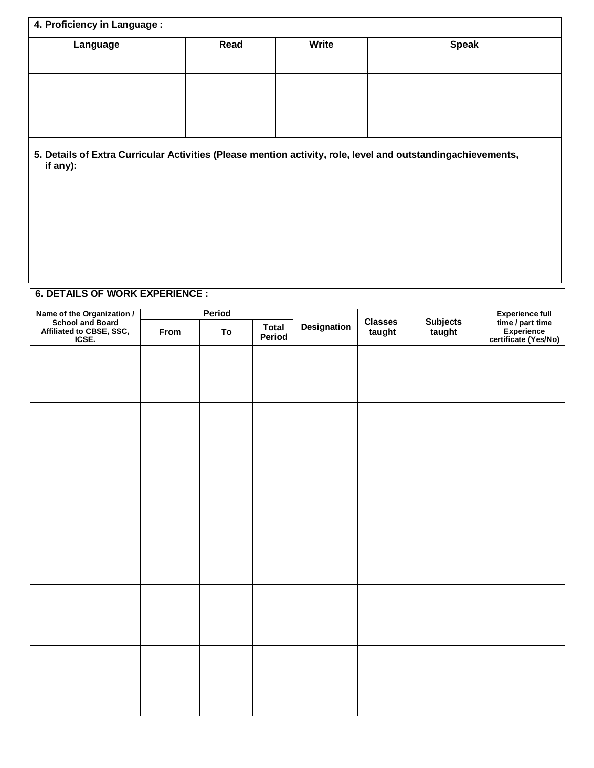**4. Proficiency in Language :**

| Language | Read | Write | Speak |
|---|---|---|---|
| | | | |
| | | | |
| | | | |
| | | | |

**5. Details of Extra Curricular Activities (Please mention activity, role, level and outstandingachievements, if any):**

**6. DETAILS OF WORK EXPERIENCE :**

| Name of the Organization / School and Board Affiliated to CBSE, SSC, ICSE. | Period | | | Designation | Classes taught | Subjects taught | Experience full time / part time Experience certificate (Yes/No) |
|---|---|---|---|---|---|---|---|
| | From | To | Total Period | | | | |
| | | | | | | | |
| | | | | | | | |
| | | | | | | | |
| | | | | | | | |
| | | | | | | | |
| | | | | | | | |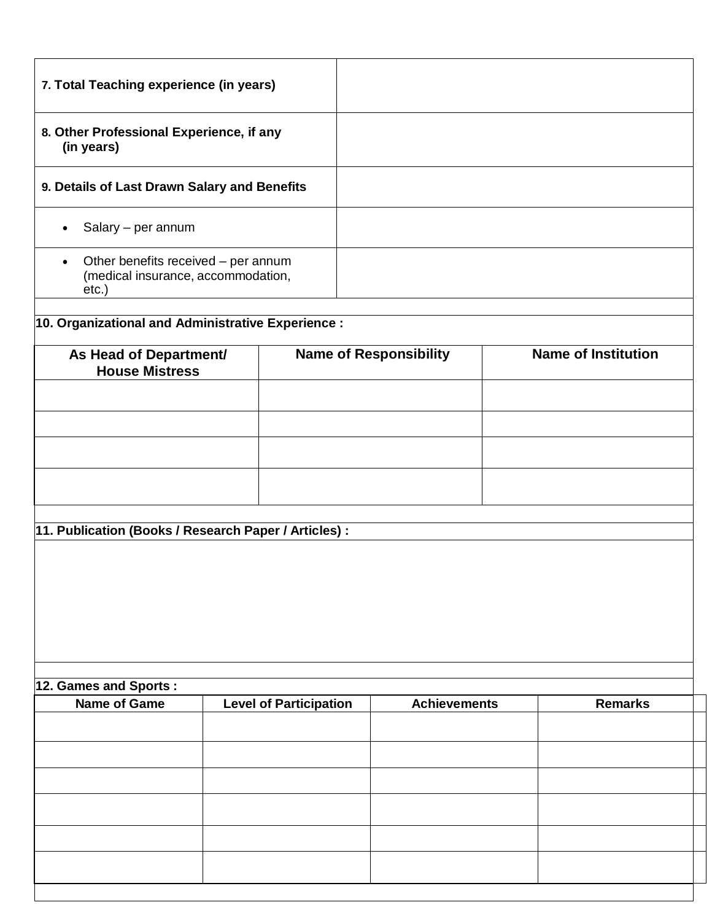| | |
|---|---|
| **7. Total Teaching experience (in years)** | |
| **8. Other Professional Experience, if any (in years)** | |
| **9. Details of Last Drawn Salary and Benefits** | |
| • Salary – per annum | |
| • Other benefits received – per annum (medical insurance, accommodation, etc.) | |

**10. Organizational and Administrative Experience :**

| As Head of Department/ House Mistress | Name of Responsibility | Name of Institution |
|---|---|---|
| | | |
| | | |
| | | |
| | | |

**11. Publication (Books / Research Paper / Articles) :**

**12. Games and Sports :**

| Name of Game | Level of Participation | Achievements | Remarks |
|---|---|---|---|
| | | | |
| | | | |
| | | | |
| | | | |
| | | | |
| | | | |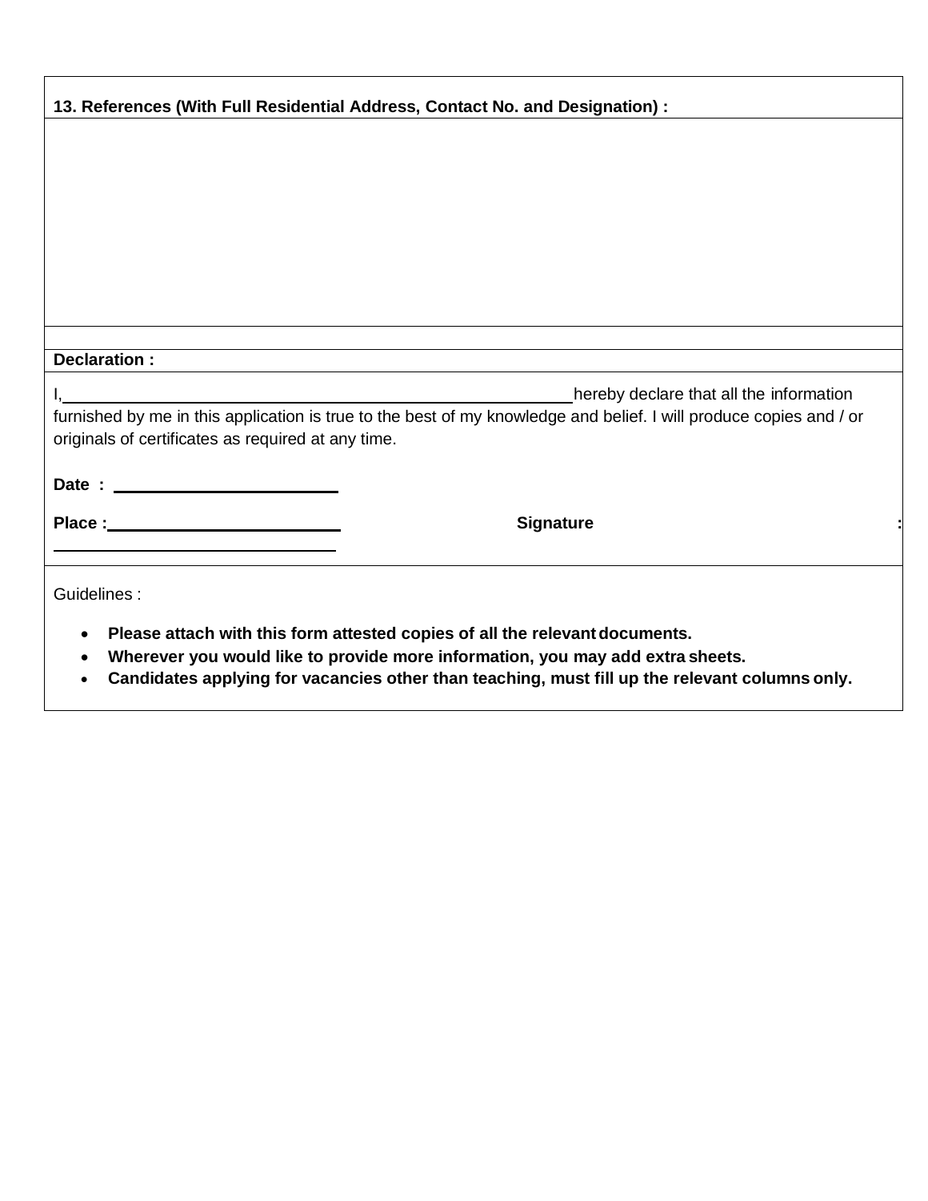**13. References (With Full Residential Address, Contact No. and Designation) :**

**Declaration :**

I,\_\_\_\_\_\_\_\_\_\_\_\_\_\_\_\_\_\_\_\_\_\_\_\_\_\_\_\_\_\_\_\_\_\_\_\_\_\_\_\_\_\_\_\_\_\_\_\_\_\_\_\_\_\_hereby declare that all the information furnished by me in this application is true to the best of my knowledge and belief. I will produce copies and / or originals of certificates as required at any time.

**Date :** \_\_\_\_\_\_\_\_\_\_\_\_\_\_\_\_\_\_\_\_\_\_\_\_

**Place :**\_\_\_\_\_\_\_\_\_\_\_\_\_\_\_\_\_\_\_\_\_\_\_\_ **Signature :** \_\_\_\_\_\_\_\_\_\_\_\_\_\_\_\_\_\_\_\_\_\_\_\_\_\_\_\_\_\_

Guidelines :

- **Please attach with this form attested copies of all the relevant documents.**
- **Wherever you would like to provide more information, you may add extra sheets.**
- **Candidates applying for vacancies other than teaching, must fill up the relevant columns only.**